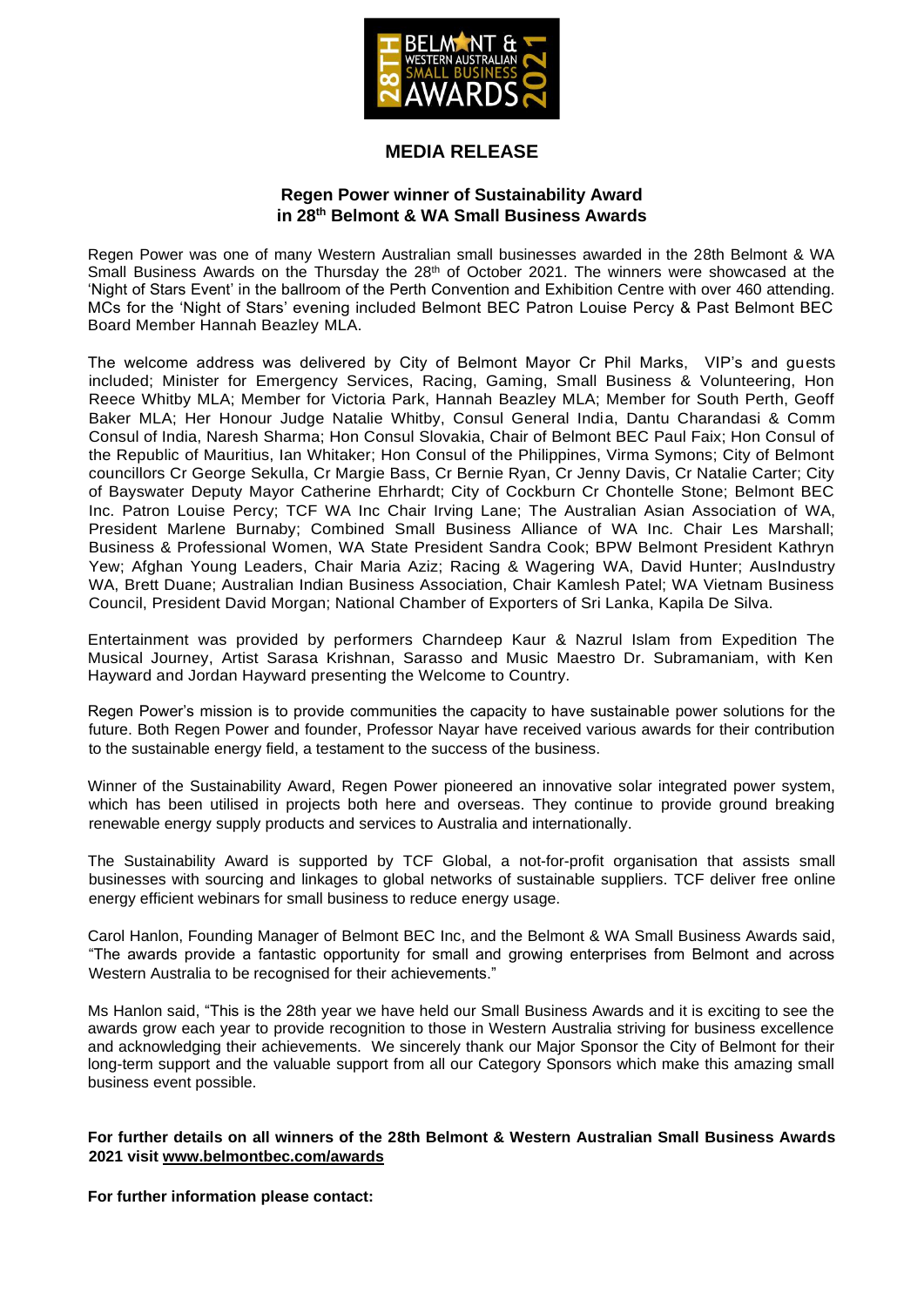# MEDIA RELEASE

## Regen Power winner of Sustainability Award in 28th Belmont & WA Small Business Awards

Regen Power was one of many Western Australian small businesses awarded in the 28th Belmont & WA Small Business Awards on the Thursday the 28th of October 2021. The winners were showcased at the 'Night of Stars Event' in the ballroom of the Perth Convention and Exhibition Centre with over 460 attending. MCs for the 'Night of Stars' evening included Belmont BEC Patron Louise Percy & Past Belmont BEC Board Member Hannah Beazley MLA.

The welcome address was delivered by City of Belmont Mayor Cr Phil Marks, VIP's and guests included; Minister for Emergency Services, Racing, Gaming, Small Business & Volunteering, Hon Reece Whitby MLA; Member for Victoria Park, Hannah Beazley MLA; Member for South Perth, Geoff Baker MLA; Her Honour Judge Natalie Whitby, Consul General India, Dantu Charandasi & Comm Consul of India, Naresh Sharma; Hon Consul Slovakia, Chair of Belmont BEC Paul Faix; Hon Consul of the Republic of Mauritius, Ian Whitaker; Hon Consul of the Philippines, Virma Symons; City of Belmont councillors Cr George Sekulla, Cr Margie Bass, Cr Bernie Ryan, Cr Jenny Davis, Cr Natalie Carter; City of Bayswater Deputy Mayor Catherine Ehrhardt; City of Cockburn Cr Chontelle Stone; Belmont BEC Inc. Patron Louise Percy; TCF WA Inc Chair Irving Lane; The Australian Asian Association of WA, President Marlene Burnaby; Combined Small Business Alliance of WA Inc. Chair Les Marshall; Business & Professional Women, WA State President Sandra Cook; BPW Belmont President Kathryn Yew; Afghan Young Leaders, Chair Maria Aziz; Racing & Wagering WA, David Hunter; AusIndustry WA, Brett Duane; Australian Indian Business Association, Chair Kamlesh Patel; WA Vietnam Business Council, President David Morgan; National Chamber of Exporters of Sri Lanka, Kapila De Silva.

Entertainment was provided by performers Charndeep Kaur & Nazrul Islam from Expedition The Musical Journey, Artist Sarasa Krishnan, Sarasso and Music Maestro Dr. Subramaniam, with Ken Hayward and Jordan Hayward presenting the Welcome to Country.

Regen Power's mission is to provide communities the capacity to have sustainable power solutions for the future. Both Regen Power and founder, Professor Nayar have received various awards for their contribution to the sustainable energy field, a testament to the success of the business.

Winner of the Sustainability Award, Regen Power pioneered an innovative solar integrated power system, which has been utilised in projects both here and overseas. They continue to provide ground breaking renewable energy supply products and services to Australia and internationally.

The Sustainability Award is supported by TCF Global, a not-for-profit organisation that assists small businesses with sourcing and linkages to global networks of sustainable suppliers. TCF deliver free online energy efficient webinars for small business to reduce energy usage.

Carol Hanlon, Founding Manager of Belmont BEC Inc, and the Belmont & WA Small Business Awards said, "The awards provide a fantastic opportunity for small and growing enterprises from Belmont and across Western Australia to be recognised for their achievements."

Ms Hanlon said, "This is the 28th year we have held our Small Business Awards and it is exciting to see the awards grow each year to provide recognition to those in Western Australia striving for business excellence and acknowledging their achievements. We sincerely thank our Major Sponsor the City of Belmont for their long-term support and the valuable support from all our Category Sponsors which make this amazing small business event possible.

**For further details on all winners of the 28th Belmont & Western Australian Small Business Awards 2021 visit [www.belmontbec.com/awards](www.belmontbec.com/awards)**

**For further information please contact:**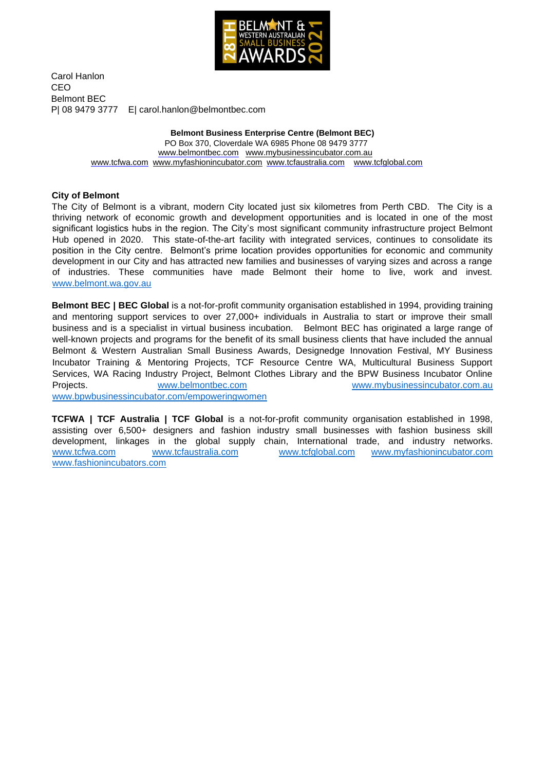Carol Hanlon
CEO
Belmont BEC
P| 08 9479 3777 E| carol.hanlon@belmontbec.com

**Belmont Business Enterprise Centre (Belmont BEC)**
PO Box 370, Cloverdale WA 6985 Phone 08 9479 3777
www.belmontbec.com www.mybusinessincubator.com.au
www.tcfwa.com www.myfashionincubator.com www.tcfaustralia.com www.tcfglobal.com

**City of Belmont**
The City of Belmont is a vibrant, modern City located just six kilometres from Perth CBD. The City is a thriving network of economic growth and development opportunities and is located in one of the most significant logistics hubs in the region. The City's most significant community infrastructure project Belmont Hub opened in 2020. This state-of-the-art facility with integrated services, continues to consolidate its position in the City centre. Belmont's prime location provides opportunities for economic and community development in our City and has attracted new families and businesses of varying sizes and across a range of industries. These communities have made Belmont their home to live, work and invest. www.belmont.wa.gov.au

**Belmont BEC | BEC Global** is a not-for-profit community organisation established in 1994, providing training and mentoring support services to over 27,000+ individuals in Australia to start or improve their small business and is a specialist in virtual business incubation. Belmont BEC has originated a large range of well-known projects and programs for the benefit of its small business clients that have included the annual Belmont & Western Australian Small Business Awards, Designedge Innovation Festival, MY Business Incubator Training & Mentoring Projects, TCF Resource Centre WA, Multicultural Business Support Services, WA Racing Industry Project, Belmont Clothes Library and the BPW Business Incubator Online Projects. www.belmontbec.com www.mybusinessincubator.com.au www.bpwbusinessincubator.com/empoweringwomen

**TCFWA | TCF Australia | TCF Global** is a not-for-profit community organisation established in 1998, assisting over 6,500+ designers and fashion industry small businesses with fashion business skill development, linkages in the global supply chain, International trade, and industry networks. www.tcfwa.com www.tcfaustralia.com www.tcfglobal.com www.myfashionincubator.com www.fashionincubators.com